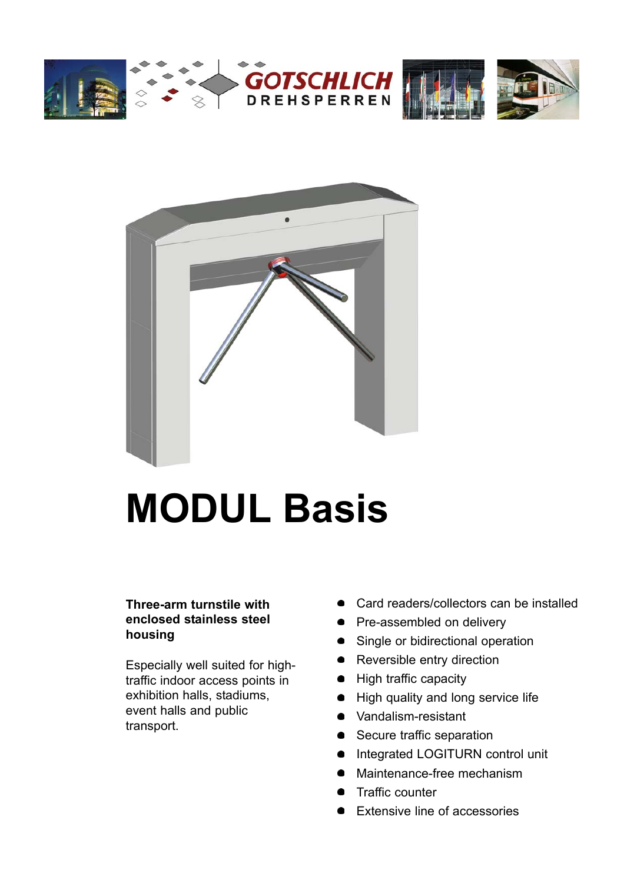GOTSCHLICH DREHSPERREN

# MODUL Basis

**Three-arm turnstile with enclosed stainless steel housing**

Especially well suited for high-traffic indoor access points in exhibition halls, stadiums, event halls and public transport.

- Card readers/collectors can be installed
- Pre-assembled on delivery
- Single or bidirectional operation
- Reversible entry direction
- High traffic capacity
- High quality and long service life
- Vandalism-resistant
- Secure traffic separation
- Integrated LOGITURN control unit
- Maintenance-free mechanism
- Traffic counter
- Extensive line of accessories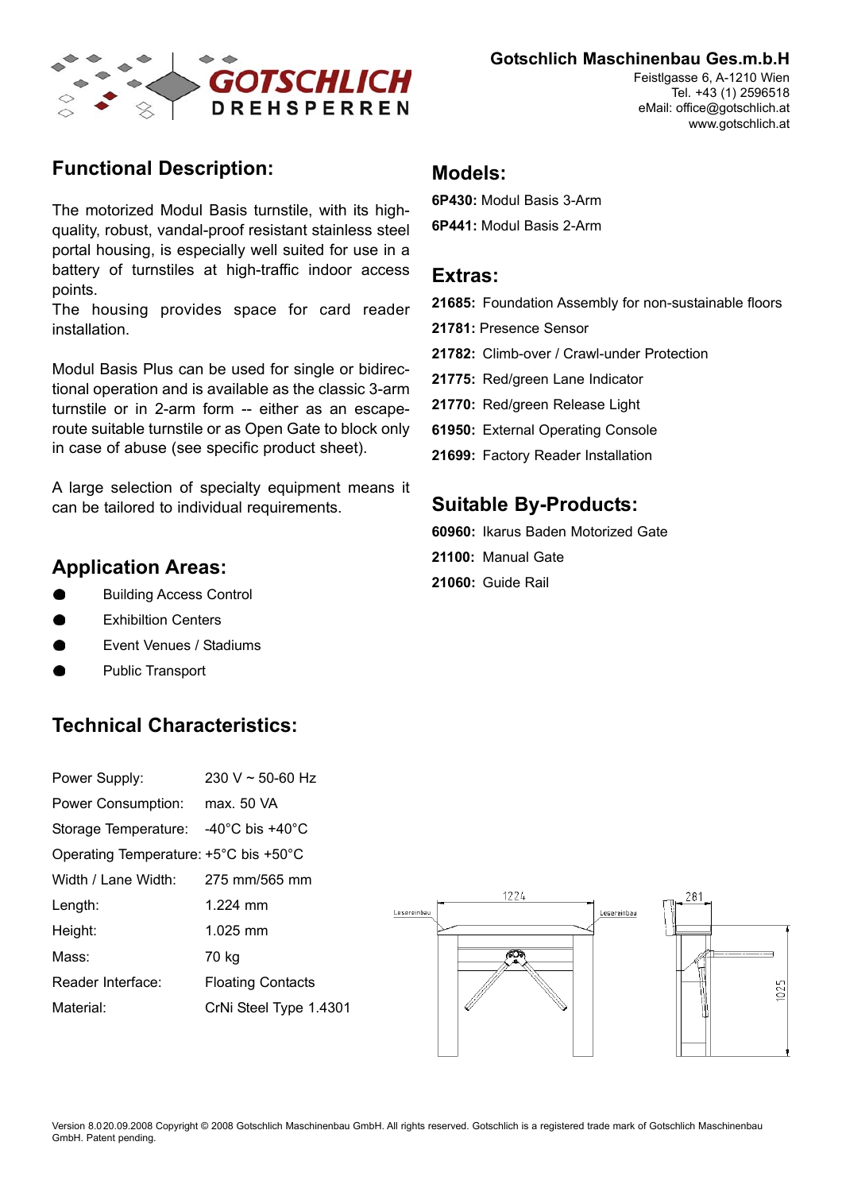**Gotschlich Maschinenbau Ges.m.b.H**
Feistlgasse 6, A-1210 Wien
Tel. +43 (1) 2596518
eMail: office@gotschlich.at
www.gotschlich.at

## Functional Description:

The motorized Modul Basis turnstile, with its high-quality, robust, vandal-proof resistant stainless steel portal housing, is especially well suited for use in a battery of turnstiles at high-traffic indoor access points.
The housing provides space for card reader installation.

Modul Basis Plus can be used for single or bidirectional operation and is available as the classic 3-arm turnstile or in 2-arm form -- either as an escape-route suitable turnstile or as Open Gate to block only in case of abuse (see specific product sheet).

A large selection of specialty equipment means it can be tailored to individual requirements.

## Application Areas:

- Building Access Control
- Exhibiltion Centers
- Event Venues / Stadiums
- Public Transport

## Technical Characteristics:

| | |
|---|---|
| Power Supply: | 230 V ~ 50-60 Hz |
| Power Consumption: | max. 50 VA |
| Storage Temperature: | -40°C bis +40°C |
| Operating Temperature: | +5°C bis +50°C |
| Width / Lane Width: | 275 mm/565 mm |
| Length: | 1.224 mm |
| Height: | 1.025 mm |
| Mass: | 70 kg |
| Reader Interface: | Floating Contacts |
| Material: | CrNi Steel Type 1.4301 |

## Models:

**6P430:** Modul Basis 3-Arm

**6P441:** Modul Basis 2-Arm

## Extras:

**21685:** Foundation Assembly for non-sustainable floors

**21781:** Presence Sensor

**21782:** Climb-over / Crawl-under Protection

**21775:** Red/green Lane Indicator

**21770:** Red/green Release Light

**61950:** External Operating Console

**21699:** Factory Reader Installation

## Suitable By-Products:

**60960:** Ikarus Baden Motorized Gate

**21100:** Manual Gate

**21060:** Guide Rail

1224
Lesereinbau
Lesereinbau
281
1025

Version 8.0 20.09.2008 Copyright © 2008 Gotschlich Maschinenbau GmbH. All rights reserved. Gotschlich is a registered trade mark of Gotschlich Maschinenbau GmbH. Patent pending.